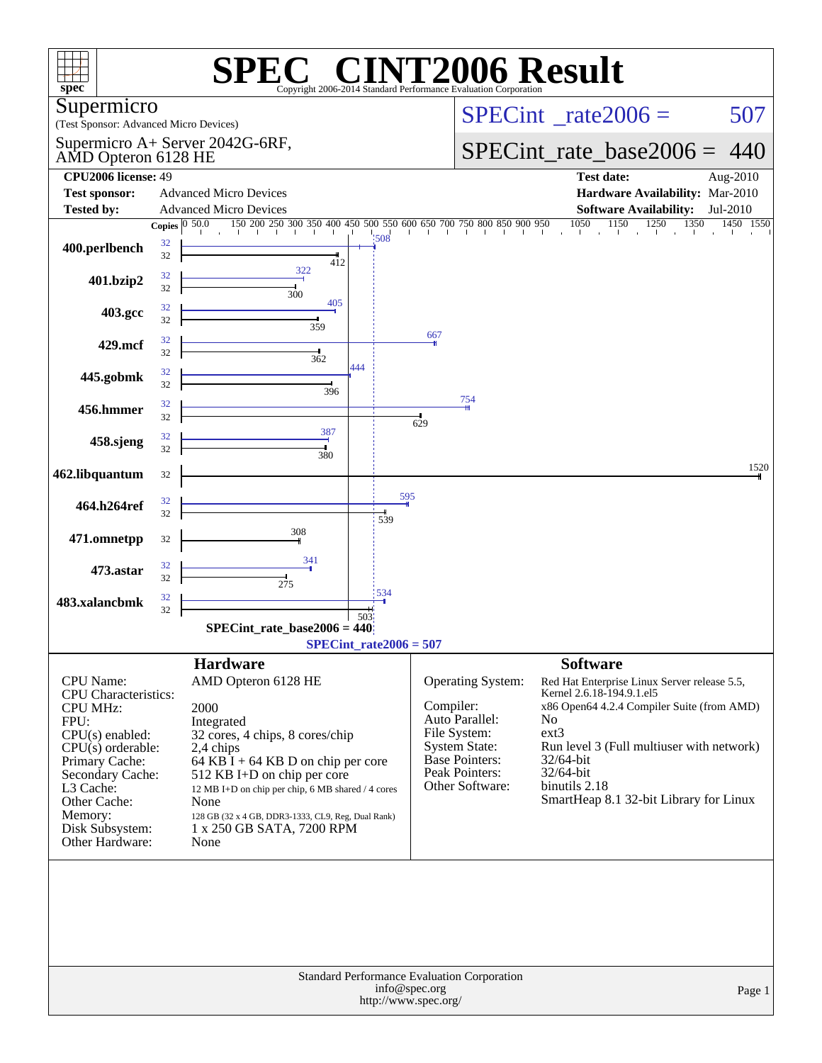# SPEC® CINT2006 Result

Copyright 2006-2014 Standard Performance Evaluation Corporation

**Supermicro**
(Test Sponsor: Advanced Micro Devices)

Supermicro A+ Server 2042G-6RF, AMD Opteron 6128 HE

SPECint_rate2006 = 507

SPECint_rate_base2006 = 440

| | | | |
|---|---|---|---|
| **CPU2006 license:** 49 | | **Test date:** | Aug-2010 |
| **Test sponsor:** | Advanced Micro Devices | **Hardware Availability:** | Mar-2010 |
| **Tested by:** | Advanced Micro Devices | **Software Availability:** | Jul-2010 |

| Benchmark | Copies (peak) | Copies (base) | Peak | Base |
|---|---|---|---|---|
| 400.perlbench | 32 | 32 | 508 | 412 |
| 401.bzip2 | 32 | 32 | 322 | 300 |
| 403.gcc | 32 | 32 | 405 | 359 |
| 429.mcf | 32 | 32 | 667 | 362 |
| 445.gobmk | 32 | 32 | 444 | 396 |
| 456.hmmer | 32 | 32 | 754 | 629 |
| 458.sjeng | 32 | 32 | 387 | 380 |
| 462.libquantum | | 32 | | 1520 |
| 464.h264ref | 32 | 32 | 595 | 539 |
| 471.omnetpp | | 32 | | 308 |
| 473.astar | 32 | 32 | 341 | 275 |
| 483.xalancbmk | 32 | 32 | 534 | 503 |

SPECint_rate_base2006 = 440

SPECint_rate2006 = 507

## Hardware

| | |
|---|---|
| CPU Name: | AMD Opteron 6128 HE |
| CPU Characteristics: | |
| CPU MHz: | 2000 |
| FPU: | Integrated |
| CPU(s) enabled: | 32 cores, 4 chips, 8 cores/chip |
| CPU(s) orderable: | 2,4 chips |
| Primary Cache: | 64 KB I + 64 KB D on chip per core |
| Secondary Cache: | 512 KB I+D on chip per core |
| L3 Cache: | 12 MB I+D on chip per chip, 6 MB shared / 4 cores |
| Other Cache: | None |
| Memory: | 128 GB (32 x 4 GB, DDR3-1333, CL9, Reg, Dual Rank) |
| Disk Subsystem: | 1 x 250 GB SATA, 7200 RPM |
| Other Hardware: | None |

## Software

| | |
|---|---|
| Operating System: | Red Hat Enterprise Linux Server release 5.5, Kernel 2.6.18-194.9.1.el5 |
| Compiler: | x86 Open64 4.2.4 Compiler Suite (from AMD) |
| Auto Parallel: | No |
| File System: | ext3 |
| System State: | Run level 3 (Full multiuser with network) |
| Base Pointers: | 32/64-bit |
| Peak Pointers: | 32/64-bit |
| Other Software: | binutils 2.18<br>SmartHeap 8.1 32-bit Library for Linux |

Standard Performance Evaluation Corporation
info@spec.org
http://www.spec.org/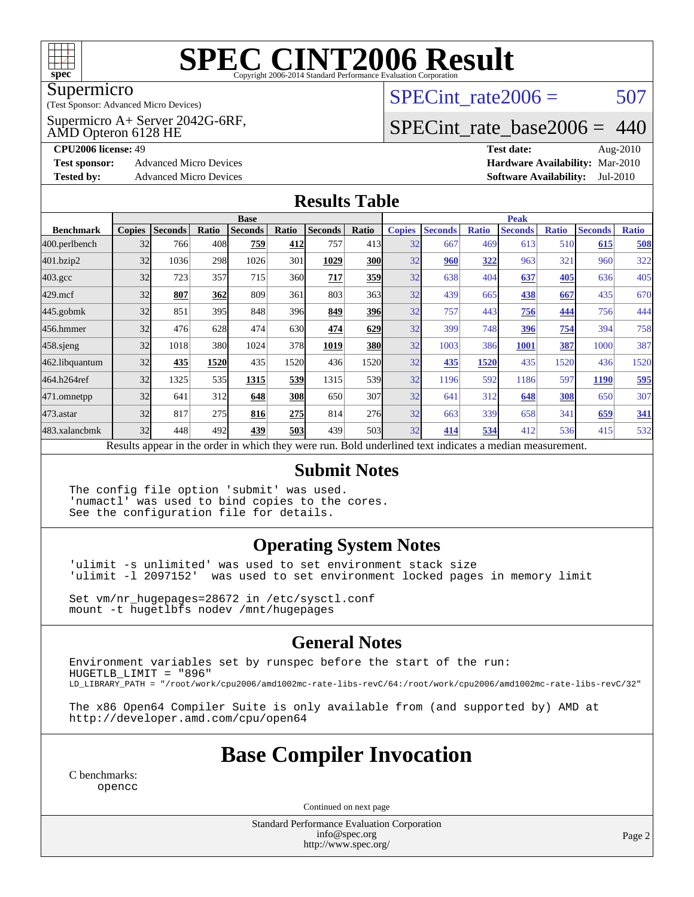# SPEC CINT2006 Result

Copyright 2006-2014 Standard Performance Evaluation Corporation

**Supermicro**

(Test Sponsor: Advanced Micro Devices)

Supermicro A+ Server 2042G-6RF, AMD Opteron 6128 HE

SPECint_rate2006 = 507

SPECint_rate_base2006 = 440

| | | | |
|---|---|---|---|
| **CPU2006 license:** 49 | | **Test date:** | Aug-2010 |
| **Test sponsor:** | Advanced Micro Devices | **Hardware Availability:** | Mar-2010 |
| **Tested by:** | Advanced Micro Devices | **Software Availability:** | Jul-2010 |

## Results Table

| | Base | | | | | | | Peak | | | | | | |
|---|---|---|---|---|---|---|---|---|---|---|---|---|---|---|
| **Benchmark** | **Copies** | **Seconds** | **Ratio** | **Seconds** | **Ratio** | **Seconds** | **Ratio** | **Copies** | **Seconds** | **Ratio** | **Seconds** | **Ratio** | **Seconds** | **Ratio** |
| 400.perlbench | 32 | 766 | 408 | **759** | **412** | 757 | 413 | 32 | 667 | 469 | 613 | 510 | **615** | **508** |
| 401.bzip2 | 32 | 1036 | 298 | 1026 | 301 | **1029** | **300** | 32 | **960** | **322** | 963 | 321 | 960 | 322 |
| 403.gcc | 32 | 723 | 357 | 715 | 360 | **717** | **359** | 32 | 638 | 404 | **637** | **405** | 636 | 405 |
| 429.mcf | 32 | **807** | **362** | 809 | 361 | 803 | 363 | 32 | 439 | 665 | **438** | **667** | 435 | 670 |
| 445.gobmk | 32 | 851 | 395 | 848 | 396 | **849** | **396** | 32 | 757 | 443 | **756** | **444** | 756 | 444 |
| 456.hmmer | 32 | 476 | 628 | 474 | 630 | **474** | **629** | 32 | 399 | 748 | **396** | **754** | 394 | 758 |
| 458.sjeng | 32 | 1018 | 380 | 1024 | 378 | **1019** | **380** | 32 | 1003 | 386 | **1001** | **387** | 1000 | 387 |
| 462.libquantum | 32 | **435** | **1520** | 435 | 1520 | 436 | 1520 | 32 | **435** | **1520** | 435 | 1520 | 436 | 1520 |
| 464.h264ref | 32 | 1325 | 535 | **1315** | **539** | 1315 | 539 | 32 | 1196 | 592 | 1186 | 597 | **1190** | **595** |
| 471.omnetpp | 32 | 641 | 312 | **648** | **308** | 650 | 307 | 32 | 641 | 312 | **648** | **308** | 650 | 307 |
| 473.astar | 32 | 817 | 275 | **816** | **275** | 814 | 276 | 32 | 663 | 339 | 658 | 341 | **659** | **341** |
| 483.xalancbmk | 32 | 448 | 492 | **439** | **503** | 439 | 503 | 32 | **414** | **534** | 412 | 536 | 415 | 532 |

Results appear in the order in which they were run. Bold underlined text indicates a median measurement.

## Submit Notes

```
The config file option 'submit' was used.
'numactl' was used to bind copies to the cores.
See the configuration file for details.
```

## Operating System Notes

```
'ulimit -s unlimited' was used to set environment stack size
'ulimit -l 2097152'  was used to set environment locked pages in memory limit

Set vm/nr_hugepages=28672 in /etc/sysctl.conf
mount -t hugetlbfs nodev /mnt/hugepages
```

## General Notes

```
Environment variables set by runspec before the start of the run:
HUGETLB_LIMIT = "896"
LD_LIBRARY_PATH = "/root/work/cpu2006/amd1002mc-rate-libs-revC/64:/root/work/cpu2006/amd1002mc-rate-libs-revC/32"

The x86 Open64 Compiler Suite is only available from (and supported by) AMD at
http://developer.amd.com/cpu/open64
```

# Base Compiler Invocation

C benchmarks:
  opencc

Continued on next page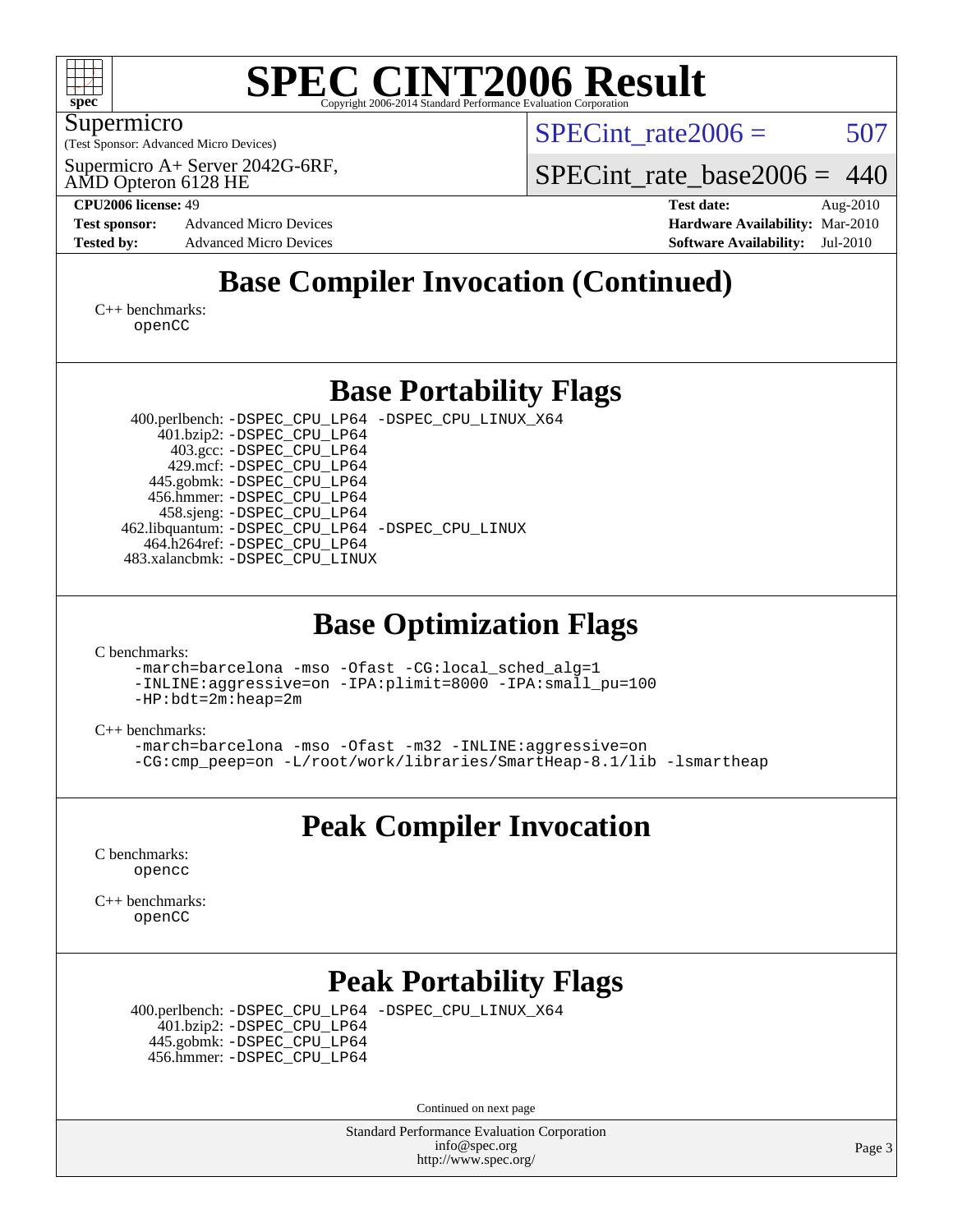# SPEC CINT2006 Result

Copyright 2006-2014 Standard Performance Evaluation Corporation

Supermicro

(Test Sponsor: Advanced Micro Devices)

Supermicro A+ Server 2042G-6RF, AMD Opteron 6128 HE

SPECint_rate2006 = 507

SPECint_rate_base2006 = 440

**CPU2006 license:** 49 **Test date:** Aug-2010

**Test sponsor:** Advanced Micro Devices **Hardware Availability:** Mar-2010

**Tested by:** Advanced Micro Devices **Software Availability:** Jul-2010

## Base Compiler Invocation (Continued)

C++ benchmarks:
```
openCC
```

## Base Portability Flags

```
 400.perlbench: -DSPEC_CPU_LP64 -DSPEC_CPU_LINUX_X64
     401.bzip2: -DSPEC_CPU_LP64
       403.gcc: -DSPEC_CPU_LP64
       429.mcf: -DSPEC_CPU_LP64
    445.gobmk: -DSPEC_CPU_LP64
    456.hmmer: -DSPEC_CPU_LP64
     458.sjeng: -DSPEC_CPU_LP64
462.libquantum: -DSPEC_CPU_LP64 -DSPEC_CPU_LINUX
   464.h264ref: -DSPEC_CPU_LP64
 483.xalancbmk: -DSPEC_CPU_LINUX
```

## Base Optimization Flags

C benchmarks:
```
-march=barcelona -mso -Ofast -CG:local_sched_alg=1
-INLINE:aggressive=on -IPA:plimit=8000 -IPA:small_pu=100
-HP:bdt=2m:heap=2m
```

C++ benchmarks:
```
-march=barcelona -mso -Ofast -m32 -INLINE:aggressive=on
-CG:cmp_peep=on -L/root/work/libraries/SmartHeap-8.1/lib -lsmartheap
```

## Peak Compiler Invocation

C benchmarks:
```
opencc
```

C++ benchmarks:
```
openCC
```

## Peak Portability Flags

```
400.perlbench: -DSPEC_CPU_LP64 -DSPEC_CPU_LINUX_X64
    401.bzip2: -DSPEC_CPU_LP64
   445.gobmk: -DSPEC_CPU_LP64
   456.hmmer: -DSPEC_CPU_LP64
```

Continued on next page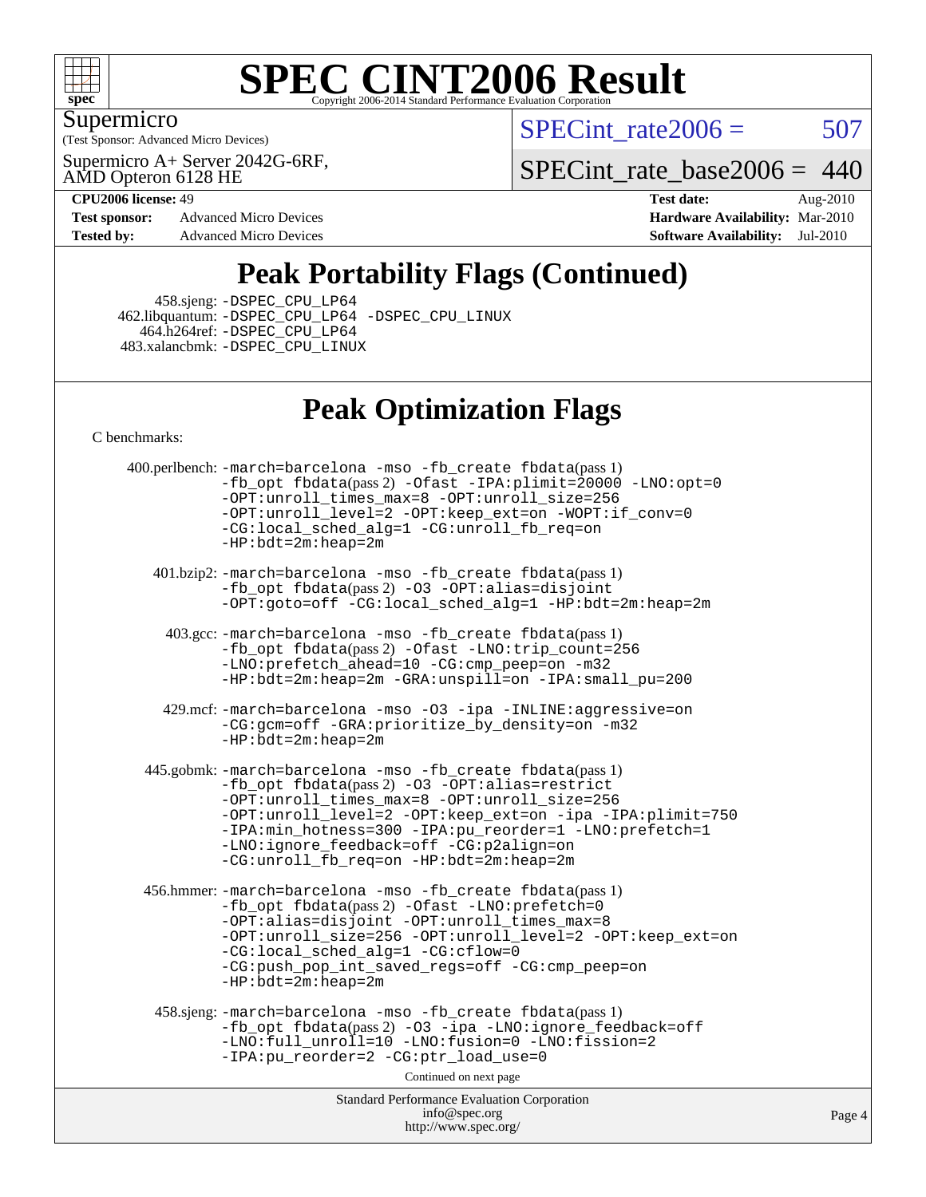# SPEC CINT2006 Result

Copyright 2006-2014 Standard Performance Evaluation Corporation

Supermicro

(Test Sponsor: Advanced Micro Devices)

Supermicro A+ Server 2042G-6RF, AMD Opteron 6128 HE

SPECint_rate2006 = 507

SPECint_rate_base2006 = 440

**CPU2006 license:** 49
**Test sponsor:** Advanced Micro Devices
**Tested by:** Advanced Micro Devices

**Test date:** Aug-2010
**Hardware Availability:** Mar-2010
**Software Availability:** Jul-2010

## Peak Portability Flags (Continued)

458.sjeng: -DSPEC_CPU_LP64
462.libquantum: -DSPEC_CPU_LP64 -DSPEC_CPU_LINUX
464.h264ref: -DSPEC_CPU_LP64
483.xalancbmk: -DSPEC_CPU_LINUX

## Peak Optimization Flags

C benchmarks:

400.perlbench: -march=barcelona -mso -fb_create fbdata(pass 1) -fb_opt fbdata(pass 2) -Ofast -IPA:plimit=20000 -LNO:opt=0 -OPT:unroll_times_max=8 -OPT:unroll_size=256 -OPT:unroll_level=2 -OPT:keep_ext=on -WOPT:if_conv=0 -CG:local_sched_alg=1 -CG:unroll_fb_req=on -HP:bdt=2m:heap=2m

401.bzip2: -march=barcelona -mso -fb_create fbdata(pass 1) -fb_opt fbdata(pass 2) -O3 -OPT:alias=disjoint -OPT:goto=off -CG:local_sched_alg=1 -HP:bdt=2m:heap=2m

403.gcc: -march=barcelona -mso -fb_create fbdata(pass 1) -fb_opt fbdata(pass 2) -Ofast -LNO:trip_count=256 -LNO:prefetch_ahead=10 -CG:cmp_peep=on -m32 -HP:bdt=2m:heap=2m -GRA:unspill=on -IPA:small_pu=200

429.mcf: -march=barcelona -mso -O3 -ipa -INLINE:aggressive=on -CG:gcm=off -GRA:prioritize_by_density=on -m32 -HP:bdt=2m:heap=2m

445.gobmk: -march=barcelona -mso -fb_create fbdata(pass 1) -fb_opt fbdata(pass 2) -O3 -OPT:alias=restrict -OPT:unroll_times_max=8 -OPT:unroll_size=256 -OPT:unroll_level=2 -OPT:keep_ext=on -ipa -IPA:plimit=750 -IPA:min_hotness=300 -IPA:pu_reorder=1 -LNO:prefetch=1 -LNO:ignore_feedback=off -CG:p2align=on -CG:unroll_fb_req=on -HP:bdt=2m:heap=2m

456.hmmer: -march=barcelona -mso -fb_create fbdata(pass 1) -fb_opt fbdata(pass 2) -Ofast -LNO:prefetch=0 -OPT:alias=disjoint -OPT:unroll_times_max=8 -OPT:unroll_size=256 -OPT:unroll_level=2 -OPT:keep_ext=on -CG:local_sched_alg=1 -CG:cflow=0 -CG:push_pop_int_saved_regs=off -CG:cmp_peep=on -HP:bdt=2m:heap=2m

458.sjeng: -march=barcelona -mso -fb_create fbdata(pass 1) -fb_opt fbdata(pass 2) -O3 -ipa -LNO:ignore_feedback=off -LNO:full_unroll=10 -LNO:fusion=0 -LNO:fission=2 -IPA:pu_reorder=2 -CG:ptr_load_use=0

Continued on next page

Standard Performance Evaluation Corporation
info@spec.org
http://www.spec.org/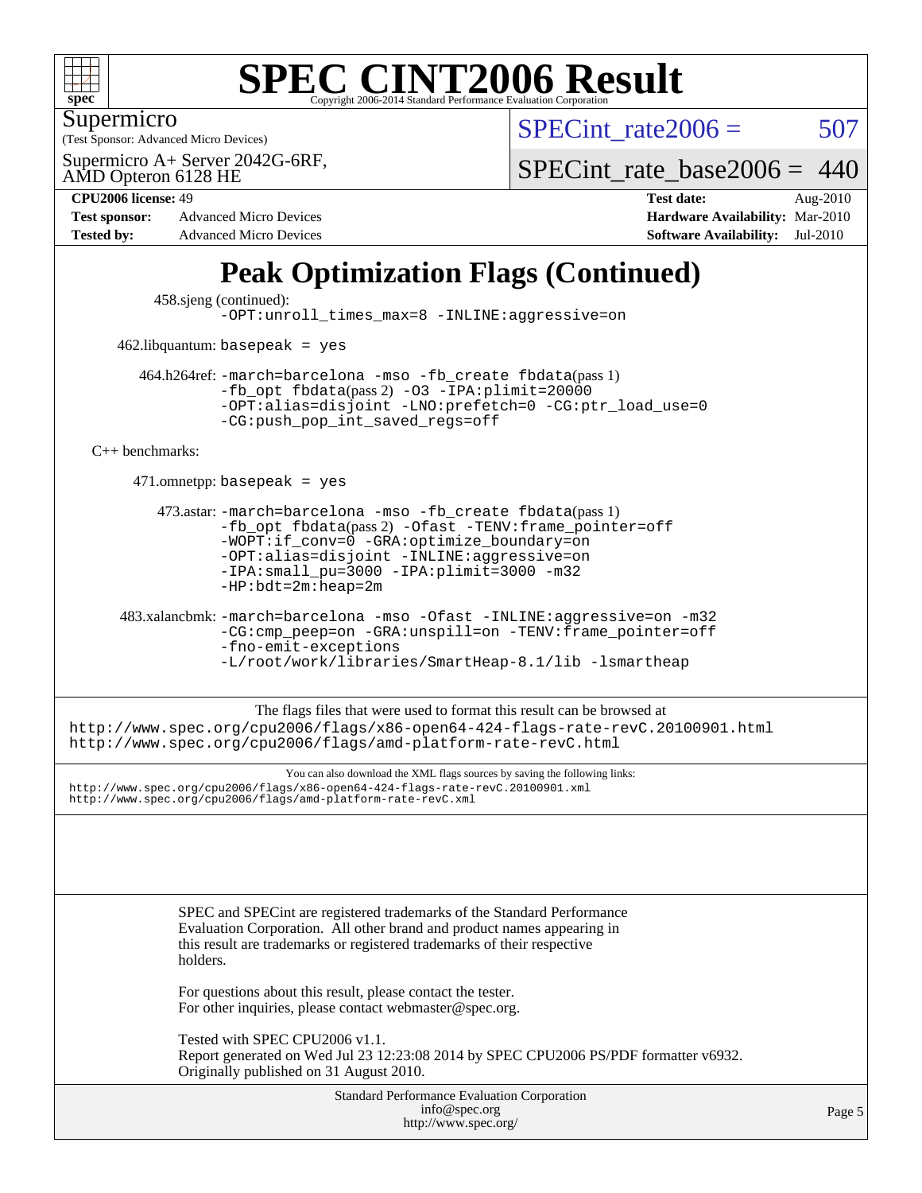# Peak Optimization Flags (Continued)

458.sjeng (continued):
-OPT:unroll_times_max=8 -INLINE:aggressive=on

462.libquantum: basepeak = yes

464.h264ref: -march=barcelona -mso -fb_create fbdata(pass 1) -fb_opt fbdata(pass 2) -O3 -IPA:plimit=20000 -OPT:alias=disjoint -LNO:prefetch=0 -CG:ptr_load_use=0 -CG:push_pop_int_saved_regs=off

C++ benchmarks:

471.omnetpp: basepeak = yes

473.astar: -march=barcelona -mso -fb_create fbdata(pass 1) -fb_opt fbdata(pass 2) -Ofast -TENV:frame_pointer=off -WOPT:if_conv=0 -GRA:optimize_boundary=on -OPT:alias=disjoint -INLINE:aggressive=on -IPA:small_pu=3000 -IPA:plimit=3000 -m32 -HP:bdt=2m:heap=2m

483.xalancbmk: -march=barcelona -mso -Ofast -INLINE:aggressive=on -m32 -CG:cmp_peep=on -GRA:unspill=on -TENV:frame_pointer=off -fno-emit-exceptions -L/root/work/libraries/SmartHeap-8.1/lib -lsmartheap

The flags files that were used to format this result can be browsed at
http://www.spec.org/cpu2006/flags/x86-open64-424-flags-rate-revC.20100901.html
http://www.spec.org/cpu2006/flags/amd-platform-rate-revC.html

You can also download the XML flags sources by saving the following links:
http://www.spec.org/cpu2006/flags/x86-open64-424-flags-rate-revC.20100901.xml
http://www.spec.org/cpu2006/flags/amd-platform-rate-revC.xml

SPEC and SPECint are registered trademarks of the Standard Performance Evaluation Corporation. All other brand and product names appearing in this result are trademarks or registered trademarks of their respective holders.

For questions about this result, please contact the tester.
For other inquiries, please contact webmaster@spec.org.

Tested with SPEC CPU2006 v1.1.
Report generated on Wed Jul 23 12:23:08 2014 by SPEC CPU2006 PS/PDF formatter v6932.
Originally published on 31 August 2010.